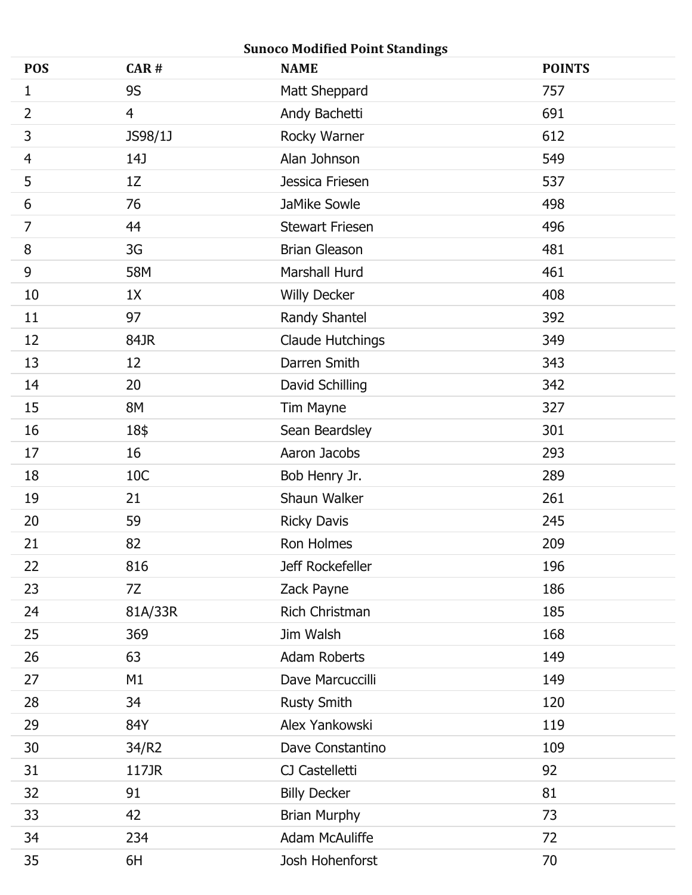**Sunoco Modified Point Standings**

| POS | CAR # | NAME | POINTS |
|---|---|---|---|
| 1 | 9S | Matt Sheppard | 757 |
| 2 | 4 | Andy Bachetti | 691 |
| 3 | JS98/1J | Rocky Warner | 612 |
| 4 | 14J | Alan Johnson | 549 |
| 5 | 1Z | Jessica Friesen | 537 |
| 6 | 76 | JaMike Sowle | 498 |
| 7 | 44 | Stewart Friesen | 496 |
| 8 | 3G | Brian Gleason | 481 |
| 9 | 58M | Marshall Hurd | 461 |
| 10 | 1X | Willy Decker | 408 |
| 11 | 97 | Randy Shantel | 392 |
| 12 | 84JR | Claude Hutchings | 349 |
| 13 | 12 | Darren Smith | 343 |
| 14 | 20 | David Schilling | 342 |
| 15 | 8M | Tim Mayne | 327 |
| 16 | 18$ | Sean Beardsley | 301 |
| 17 | 16 | Aaron Jacobs | 293 |
| 18 | 10C | Bob Henry Jr. | 289 |
| 19 | 21 | Shaun Walker | 261 |
| 20 | 59 | Ricky Davis | 245 |
| 21 | 82 | Ron Holmes | 209 |
| 22 | 816 | Jeff Rockefeller | 196 |
| 23 | 7Z | Zack Payne | 186 |
| 24 | 81A/33R | Rich Christman | 185 |
| 25 | 369 | Jim Walsh | 168 |
| 26 | 63 | Adam Roberts | 149 |
| 27 | M1 | Dave Marcuccilli | 149 |
| 28 | 34 | Rusty Smith | 120 |
| 29 | 84Y | Alex Yankowski | 119 |
| 30 | 34/R2 | Dave Constantino | 109 |
| 31 | 117JR | CJ Castelletti | 92 |
| 32 | 91 | Billy Decker | 81 |
| 33 | 42 | Brian Murphy | 73 |
| 34 | 234 | Adam McAuliffe | 72 |
| 35 | 6H | Josh Hohenforst | 70 |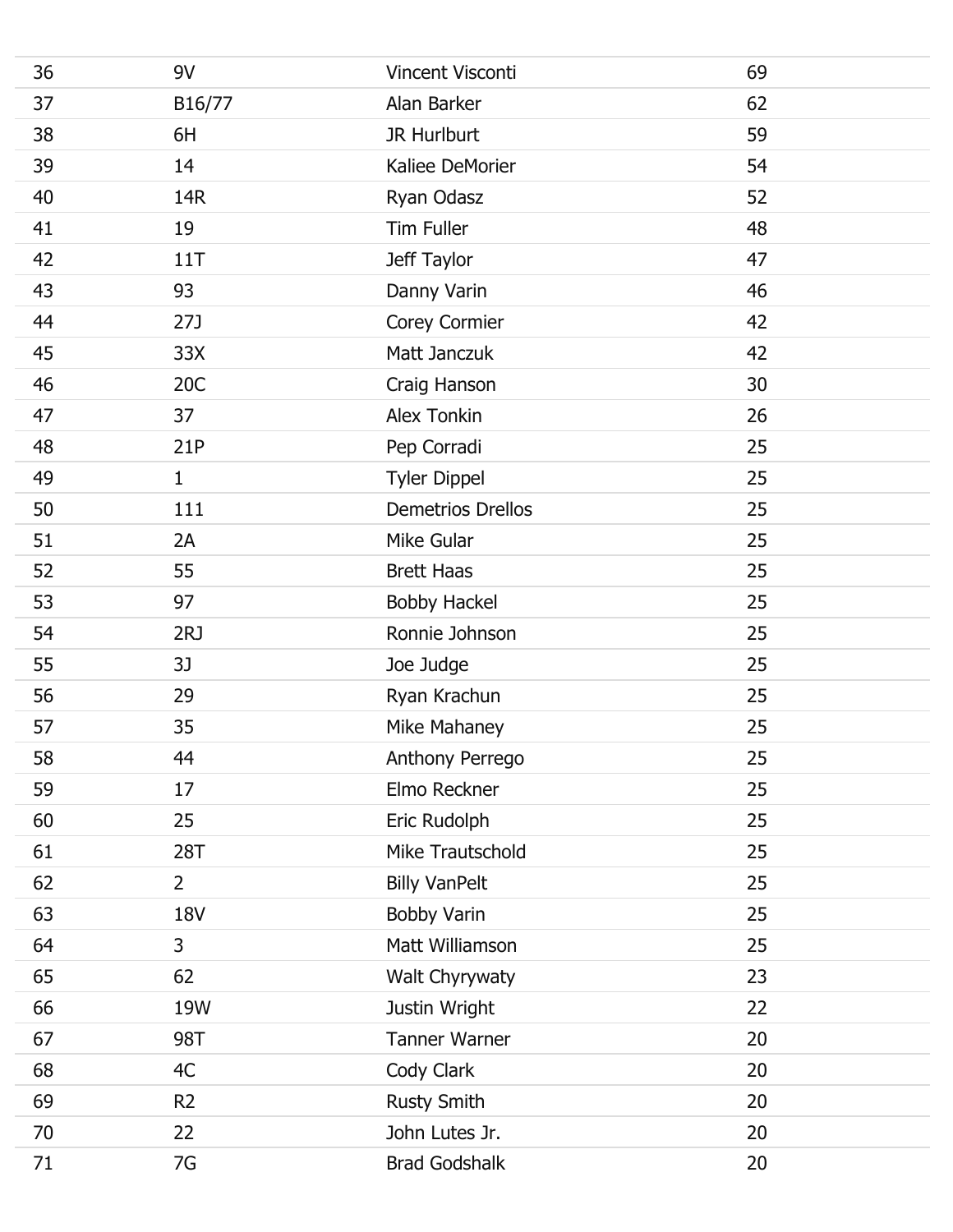| | | | |
|---|---|---|---|
| 36 | 9V | Vincent Visconti | 69 |
| 37 | B16/77 | Alan Barker | 62 |
| 38 | 6H | JR Hurlburt | 59 |
| 39 | 14 | Kaliee DeMorier | 54 |
| 40 | 14R | Ryan Odasz | 52 |
| 41 | 19 | Tim Fuller | 48 |
| 42 | 11T | Jeff Taylor | 47 |
| 43 | 93 | Danny Varin | 46 |
| 44 | 27J | Corey Cormier | 42 |
| 45 | 33X | Matt Janczuk | 42 |
| 46 | 20C | Craig Hanson | 30 |
| 47 | 37 | Alex Tonkin | 26 |
| 48 | 21P | Pep Corradi | 25 |
| 49 | 1 | Tyler Dippel | 25 |
| 50 | 111 | Demetrios Drellos | 25 |
| 51 | 2A | Mike Gular | 25 |
| 52 | 55 | Brett Haas | 25 |
| 53 | 97 | Bobby Hackel | 25 |
| 54 | 2RJ | Ronnie Johnson | 25 |
| 55 | 3J | Joe Judge | 25 |
| 56 | 29 | Ryan Krachun | 25 |
| 57 | 35 | Mike Mahaney | 25 |
| 58 | 44 | Anthony Perrego | 25 |
| 59 | 17 | Elmo Reckner | 25 |
| 60 | 25 | Eric Rudolph | 25 |
| 61 | 28T | Mike Trautschold | 25 |
| 62 | 2 | Billy VanPelt | 25 |
| 63 | 18V | Bobby Varin | 25 |
| 64 | 3 | Matt Williamson | 25 |
| 65 | 62 | Walt Chyrywaty | 23 |
| 66 | 19W | Justin Wright | 22 |
| 67 | 98T | Tanner Warner | 20 |
| 68 | 4C | Cody Clark | 20 |
| 69 | R2 | Rusty Smith | 20 |
| 70 | 22 | John Lutes Jr. | 20 |
| 71 | 7G | Brad Godshalk | 20 |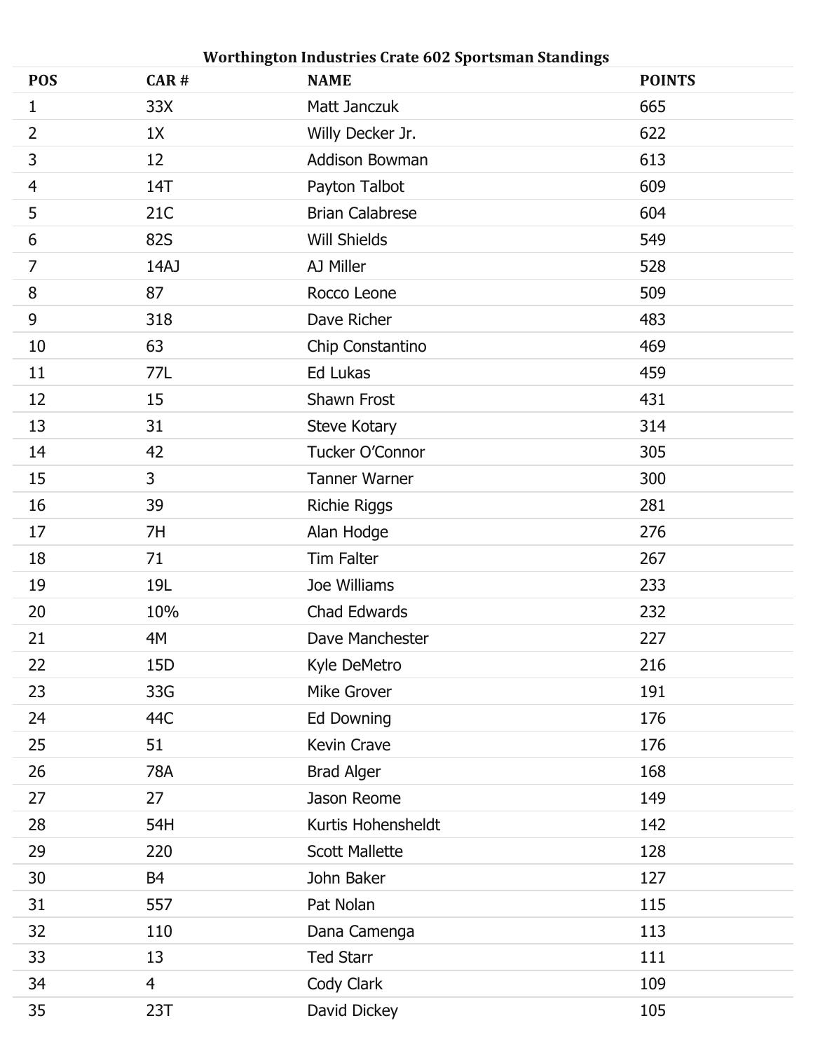**Worthington Industries Crate 602 Sportsman Standings**

| POS | CAR # | NAME | POINTS |
| --- | --- | --- | --- |
| 1 | 33X | Matt Janczuk | 665 |
| 2 | 1X | Willy Decker Jr. | 622 |
| 3 | 12 | Addison Bowman | 613 |
| 4 | 14T | Payton Talbot | 609 |
| 5 | 21C | Brian Calabrese | 604 |
| 6 | 82S | Will Shields | 549 |
| 7 | 14AJ | AJ Miller | 528 |
| 8 | 87 | Rocco Leone | 509 |
| 9 | 318 | Dave Richer | 483 |
| 10 | 63 | Chip Constantino | 469 |
| 11 | 77L | Ed Lukas | 459 |
| 12 | 15 | Shawn Frost | 431 |
| 13 | 31 | Steve Kotary | 314 |
| 14 | 42 | Tucker O'Connor | 305 |
| 15 | 3 | Tanner Warner | 300 |
| 16 | 39 | Richie Riggs | 281 |
| 17 | 7H | Alan Hodge | 276 |
| 18 | 71 | Tim Falter | 267 |
| 19 | 19L | Joe Williams | 233 |
| 20 | 10% | Chad Edwards | 232 |
| 21 | 4M | Dave Manchester | 227 |
| 22 | 15D | Kyle DeMetro | 216 |
| 23 | 33G | Mike Grover | 191 |
| 24 | 44C | Ed Downing | 176 |
| 25 | 51 | Kevin Crave | 176 |
| 26 | 78A | Brad Alger | 168 |
| 27 | 27 | Jason Reome | 149 |
| 28 | 54H | Kurtis Hohensheldt | 142 |
| 29 | 220 | Scott Mallette | 128 |
| 30 | B4 | John Baker | 127 |
| 31 | 557 | Pat Nolan | 115 |
| 32 | 110 | Dana Camenga | 113 |
| 33 | 13 | Ted Starr | 111 |
| 34 | 4 | Cody Clark | 109 |
| 35 | 23T | David Dickey | 105 |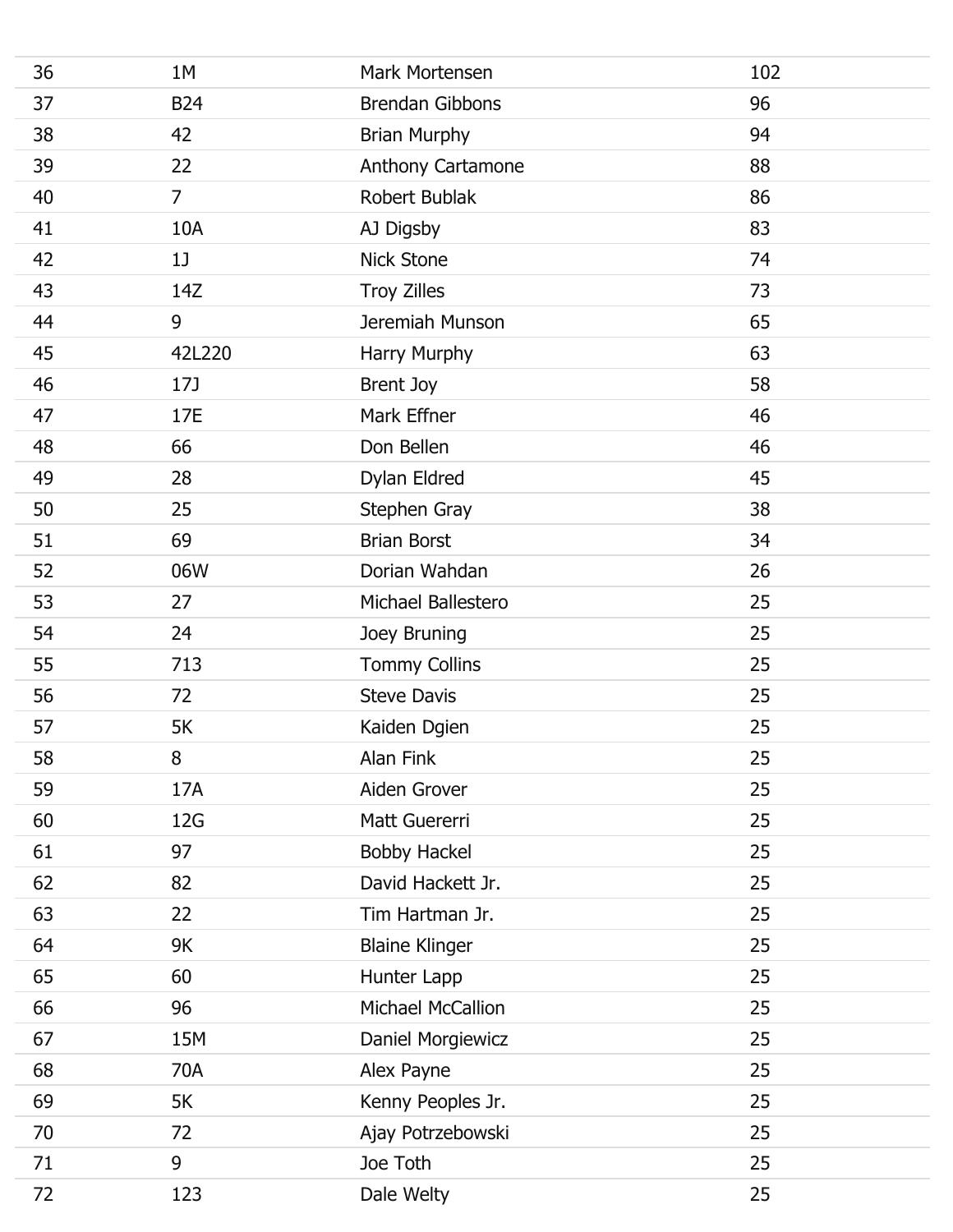| | | | |
|---|---|---|---|
| 36 | 1M | Mark Mortensen | 102 |
| 37 | B24 | Brendan Gibbons | 96 |
| 38 | 42 | Brian Murphy | 94 |
| 39 | 22 | Anthony Cartamone | 88 |
| 40 | 7 | Robert Bublak | 86 |
| 41 | 10A | AJ Digsby | 83 |
| 42 | 1J | Nick Stone | 74 |
| 43 | 14Z | Troy Zilles | 73 |
| 44 | 9 | Jeremiah Munson | 65 |
| 45 | 42L220 | Harry Murphy | 63 |
| 46 | 17J | Brent Joy | 58 |
| 47 | 17E | Mark Effner | 46 |
| 48 | 66 | Don Bellen | 46 |
| 49 | 28 | Dylan Eldred | 45 |
| 50 | 25 | Stephen Gray | 38 |
| 51 | 69 | Brian Borst | 34 |
| 52 | 06W | Dorian Wahdan | 26 |
| 53 | 27 | Michael Ballestero | 25 |
| 54 | 24 | Joey Bruning | 25 |
| 55 | 713 | Tommy Collins | 25 |
| 56 | 72 | Steve Davis | 25 |
| 57 | 5K | Kaiden Dgien | 25 |
| 58 | 8 | Alan Fink | 25 |
| 59 | 17A | Aiden Grover | 25 |
| 60 | 12G | Matt Guererri | 25 |
| 61 | 97 | Bobby Hackel | 25 |
| 62 | 82 | David Hackett Jr. | 25 |
| 63 | 22 | Tim Hartman Jr. | 25 |
| 64 | 9K | Blaine Klinger | 25 |
| 65 | 60 | Hunter Lapp | 25 |
| 66 | 96 | Michael McCallion | 25 |
| 67 | 15M | Daniel Morgiewicz | 25 |
| 68 | 70A | Alex Payne | 25 |
| 69 | 5K | Kenny Peoples Jr. | 25 |
| 70 | 72 | Ajay Potrzebowski | 25 |
| 71 | 9 | Joe Toth | 25 |
| 72 | 123 | Dale Welty | 25 |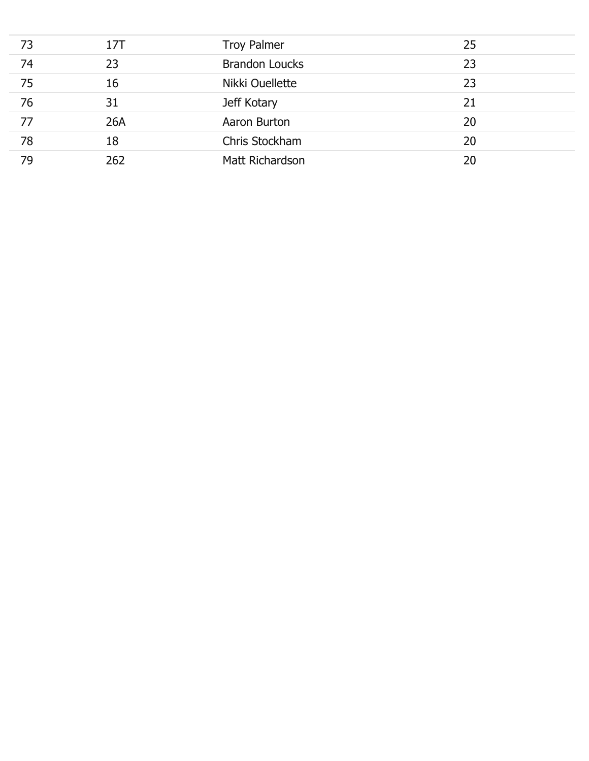| | | | |
|---|---|---|---|
| 73 | 17T | Troy Palmer | 25 |
| 74 | 23 | Brandon Loucks | 23 |
| 75 | 16 | Nikki Ouellette | 23 |
| 76 | 31 | Jeff Kotary | 21 |
| 77 | 26A | Aaron Burton | 20 |
| 78 | 18 | Chris Stockham | 20 |
| 79 | 262 | Matt Richardson | 20 |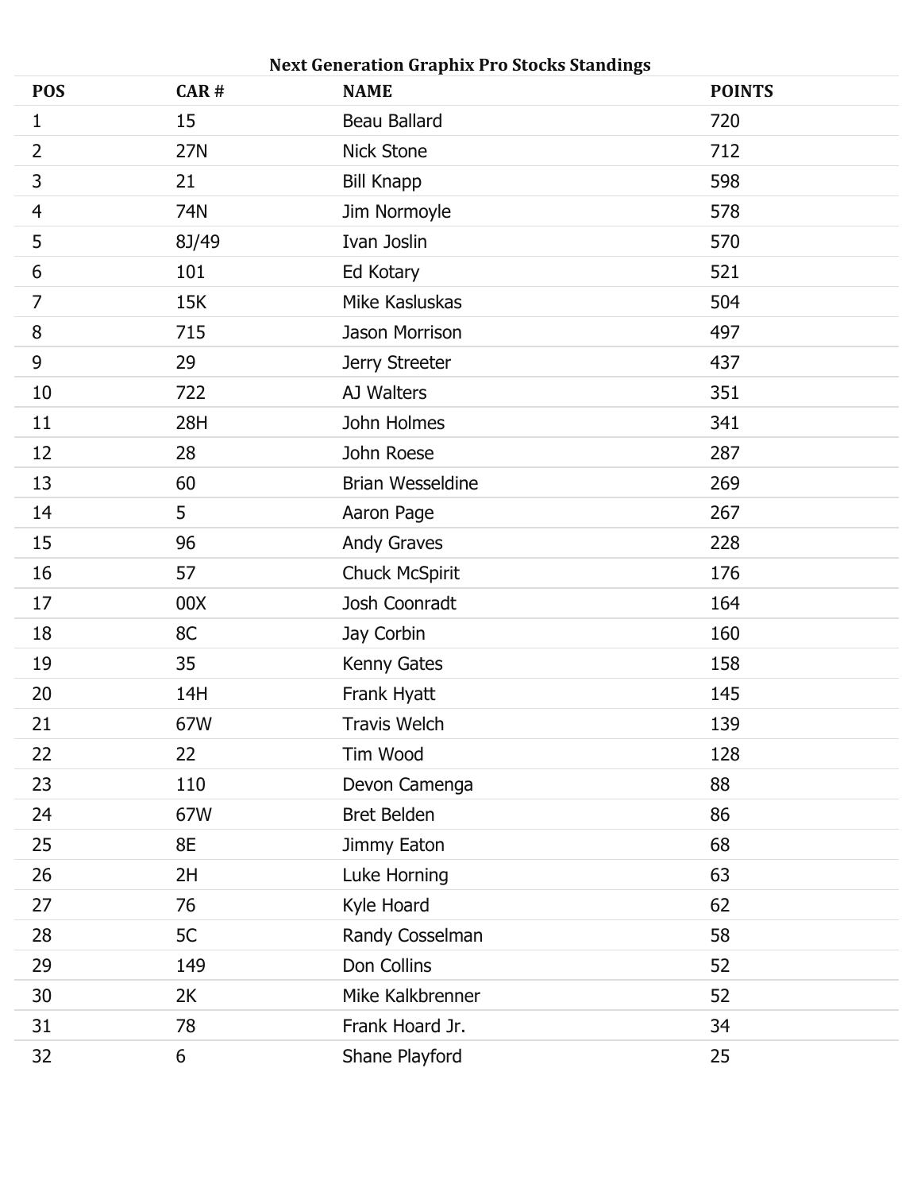**Next Generation Graphix Pro Stocks Standings**

| POS | CAR # | NAME | POINTS |
|---|---|---|---|
| 1 | 15 | Beau Ballard | 720 |
| 2 | 27N | Nick Stone | 712 |
| 3 | 21 | Bill Knapp | 598 |
| 4 | 74N | Jim Normoyle | 578 |
| 5 | 8J/49 | Ivan Joslin | 570 |
| 6 | 101 | Ed Kotary | 521 |
| 7 | 15K | Mike Kasluskas | 504 |
| 8 | 715 | Jason Morrison | 497 |
| 9 | 29 | Jerry Streeter | 437 |
| 10 | 722 | AJ Walters | 351 |
| 11 | 28H | John Holmes | 341 |
| 12 | 28 | John Roese | 287 |
| 13 | 60 | Brian Wesseldine | 269 |
| 14 | 5 | Aaron Page | 267 |
| 15 | 96 | Andy Graves | 228 |
| 16 | 57 | Chuck McSpirit | 176 |
| 17 | 00X | Josh Coonradt | 164 |
| 18 | 8C | Jay Corbin | 160 |
| 19 | 35 | Kenny Gates | 158 |
| 20 | 14H | Frank Hyatt | 145 |
| 21 | 67W | Travis Welch | 139 |
| 22 | 22 | Tim Wood | 128 |
| 23 | 110 | Devon Camenga | 88 |
| 24 | 67W | Bret Belden | 86 |
| 25 | 8E | Jimmy Eaton | 68 |
| 26 | 2H | Luke Horning | 63 |
| 27 | 76 | Kyle Hoard | 62 |
| 28 | 5C | Randy Cosselman | 58 |
| 29 | 149 | Don Collins | 52 |
| 30 | 2K | Mike Kalkbrenner | 52 |
| 31 | 78 | Frank Hoard Jr. | 34 |
| 32 | 6 | Shane Playford | 25 |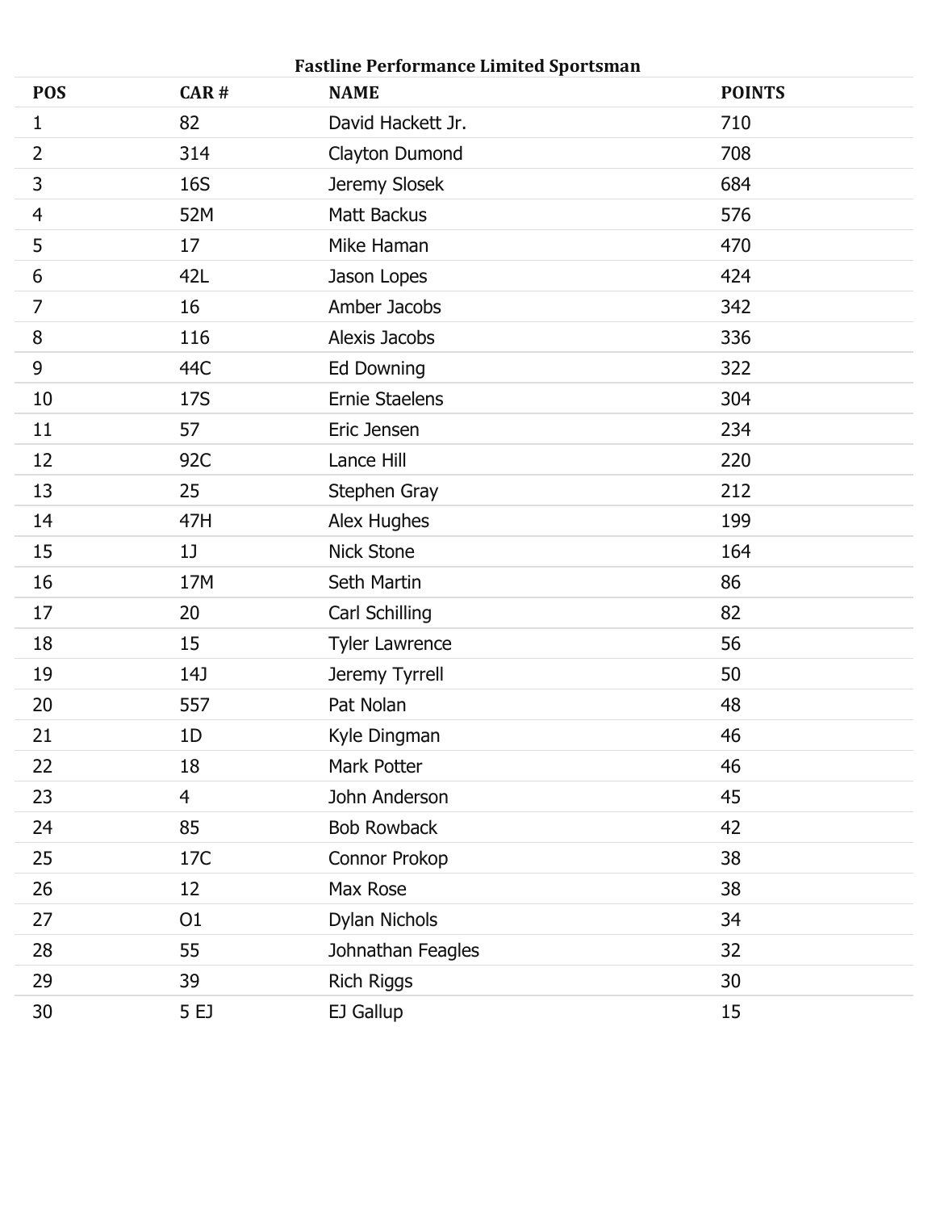**Fastline Performance Limited Sportsman**

| POS | CAR # | NAME | POINTS |
|---|---|---|---|
| 1 | 82 | David Hackett Jr. | 710 |
| 2 | 314 | Clayton Dumond | 708 |
| 3 | 16S | Jeremy Slosek | 684 |
| 4 | 52M | Matt Backus | 576 |
| 5 | 17 | Mike Haman | 470 |
| 6 | 42L | Jason Lopes | 424 |
| 7 | 16 | Amber Jacobs | 342 |
| 8 | 116 | Alexis Jacobs | 336 |
| 9 | 44C | Ed Downing | 322 |
| 10 | 17S | Ernie Staelens | 304 |
| 11 | 57 | Eric Jensen | 234 |
| 12 | 92C | Lance Hill | 220 |
| 13 | 25 | Stephen Gray | 212 |
| 14 | 47H | Alex Hughes | 199 |
| 15 | 1J | Nick Stone | 164 |
| 16 | 17M | Seth Martin | 86 |
| 17 | 20 | Carl Schilling | 82 |
| 18 | 15 | Tyler Lawrence | 56 |
| 19 | 14J | Jeremy Tyrrell | 50 |
| 20 | 557 | Pat Nolan | 48 |
| 21 | 1D | Kyle Dingman | 46 |
| 22 | 18 | Mark Potter | 46 |
| 23 | 4 | John Anderson | 45 |
| 24 | 85 | Bob Rowback | 42 |
| 25 | 17C | Connor Prokop | 38 |
| 26 | 12 | Max Rose | 38 |
| 27 | O1 | Dylan Nichols | 34 |
| 28 | 55 | Johnathan Feagles | 32 |
| 29 | 39 | Rich Riggs | 30 |
| 30 | 5 EJ | EJ Gallup | 15 |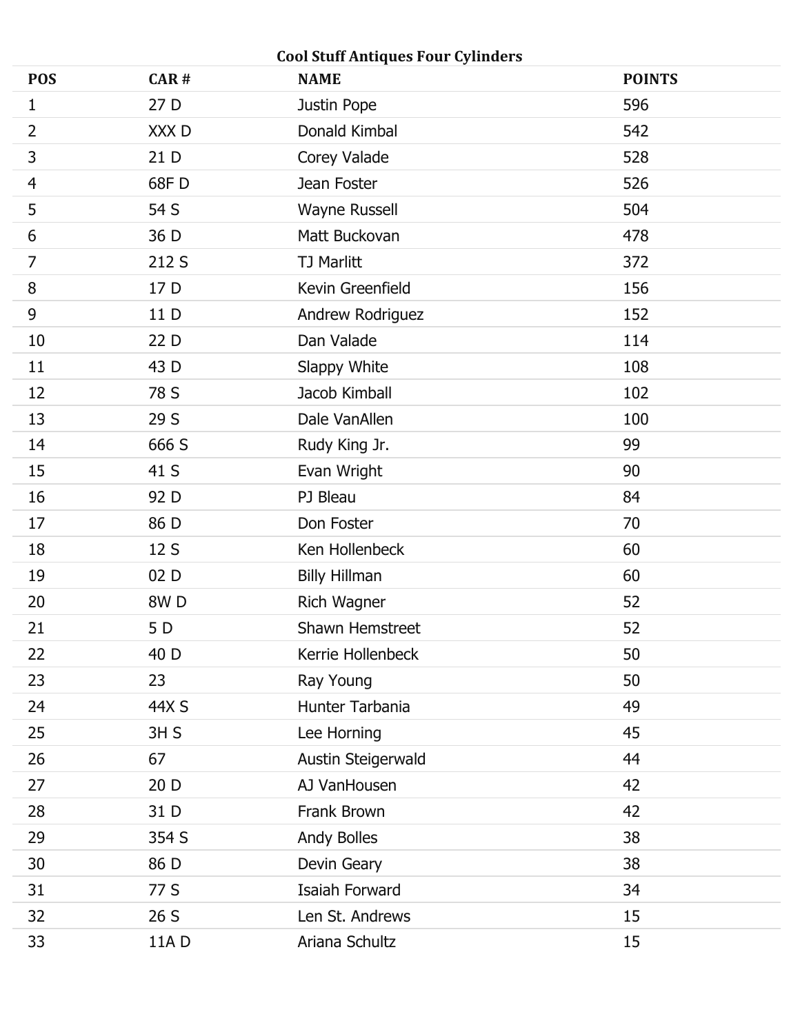**Cool Stuff Antiques Four Cylinders**

| POS | CAR # | NAME | POINTS |
|---|---|---|---|
| 1 | 27 D | Justin Pope | 596 |
| 2 | XXX D | Donald Kimbal | 542 |
| 3 | 21 D | Corey Valade | 528 |
| 4 | 68F D | Jean Foster | 526 |
| 5 | 54 S | Wayne Russell | 504 |
| 6 | 36 D | Matt Buckovan | 478 |
| 7 | 212 S | TJ Marlitt | 372 |
| 8 | 17 D | Kevin Greenfield | 156 |
| 9 | 11 D | Andrew Rodriguez | 152 |
| 10 | 22 D | Dan Valade | 114 |
| 11 | 43 D | Slappy White | 108 |
| 12 | 78 S | Jacob Kimball | 102 |
| 13 | 29 S | Dale VanAllen | 100 |
| 14 | 666 S | Rudy King Jr. | 99 |
| 15 | 41 S | Evan Wright | 90 |
| 16 | 92 D | PJ Bleau | 84 |
| 17 | 86 D | Don Foster | 70 |
| 18 | 12 S | Ken Hollenbeck | 60 |
| 19 | 02 D | Billy Hillman | 60 |
| 20 | 8W D | Rich Wagner | 52 |
| 21 | 5 D | Shawn Hemstreet | 52 |
| 22 | 40 D | Kerrie Hollenbeck | 50 |
| 23 | 23 | Ray Young | 50 |
| 24 | 44X S | Hunter Tarbania | 49 |
| 25 | 3H S | Lee Horning | 45 |
| 26 | 67 | Austin Steigerwald | 44 |
| 27 | 20 D | AJ VanHousen | 42 |
| 28 | 31 D | Frank Brown | 42 |
| 29 | 354 S | Andy Bolles | 38 |
| 30 | 86 D | Devin Geary | 38 |
| 31 | 77 S | Isaiah Forward | 34 |
| 32 | 26 S | Len St. Andrews | 15 |
| 33 | 11A D | Ariana Schultz | 15 |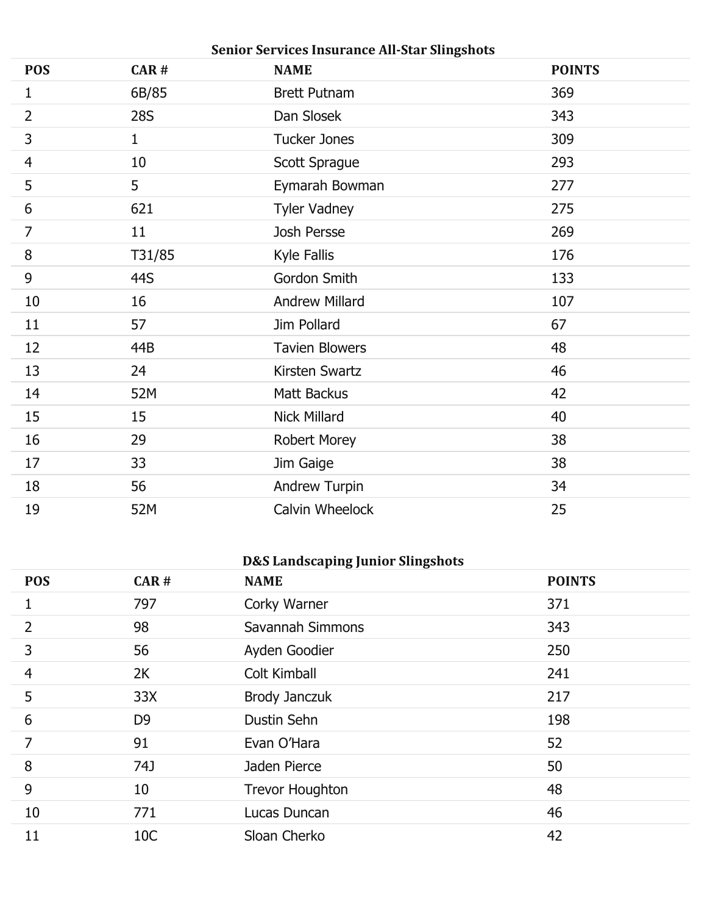### Senior Services Insurance All-Star Slingshots

| POS | CAR # | NAME | POINTS |
|---|---|---|---|
| 1 | 6B/85 | Brett Putnam | 369 |
| 2 | 28S | Dan Slosek | 343 |
| 3 | 1 | Tucker Jones | 309 |
| 4 | 10 | Scott Sprague | 293 |
| 5 | 5 | Eymarah Bowman | 277 |
| 6 | 621 | Tyler Vadney | 275 |
| 7 | 11 | Josh Persse | 269 |
| 8 | T31/85 | Kyle Fallis | 176 |
| 9 | 44S | Gordon Smith | 133 |
| 10 | 16 | Andrew Millard | 107 |
| 11 | 57 | Jim Pollard | 67 |
| 12 | 44B | Tavien Blowers | 48 |
| 13 | 24 | Kirsten Swartz | 46 |
| 14 | 52M | Matt Backus | 42 |
| 15 | 15 | Nick Millard | 40 |
| 16 | 29 | Robert Morey | 38 |
| 17 | 33 | Jim Gaige | 38 |
| 18 | 56 | Andrew Turpin | 34 |
| 19 | 52M | Calvin Wheelock | 25 |

### D&S Landscaping Junior Slingshots

| POS | CAR # | NAME | POINTS |
|---|---|---|---|
| 1 | 797 | Corky Warner | 371 |
| 2 | 98 | Savannah Simmons | 343 |
| 3 | 56 | Ayden Goodier | 250 |
| 4 | 2K | Colt Kimball | 241 |
| 5 | 33X | Brody Janczuk | 217 |
| 6 | D9 | Dustin Sehn | 198 |
| 7 | 91 | Evan O'Hara | 52 |
| 8 | 74J | Jaden Pierce | 50 |
| 9 | 10 | Trevor Houghton | 48 |
| 10 | 771 | Lucas Duncan | 46 |
| 11 | 10C | Sloan Cherko | 42 |